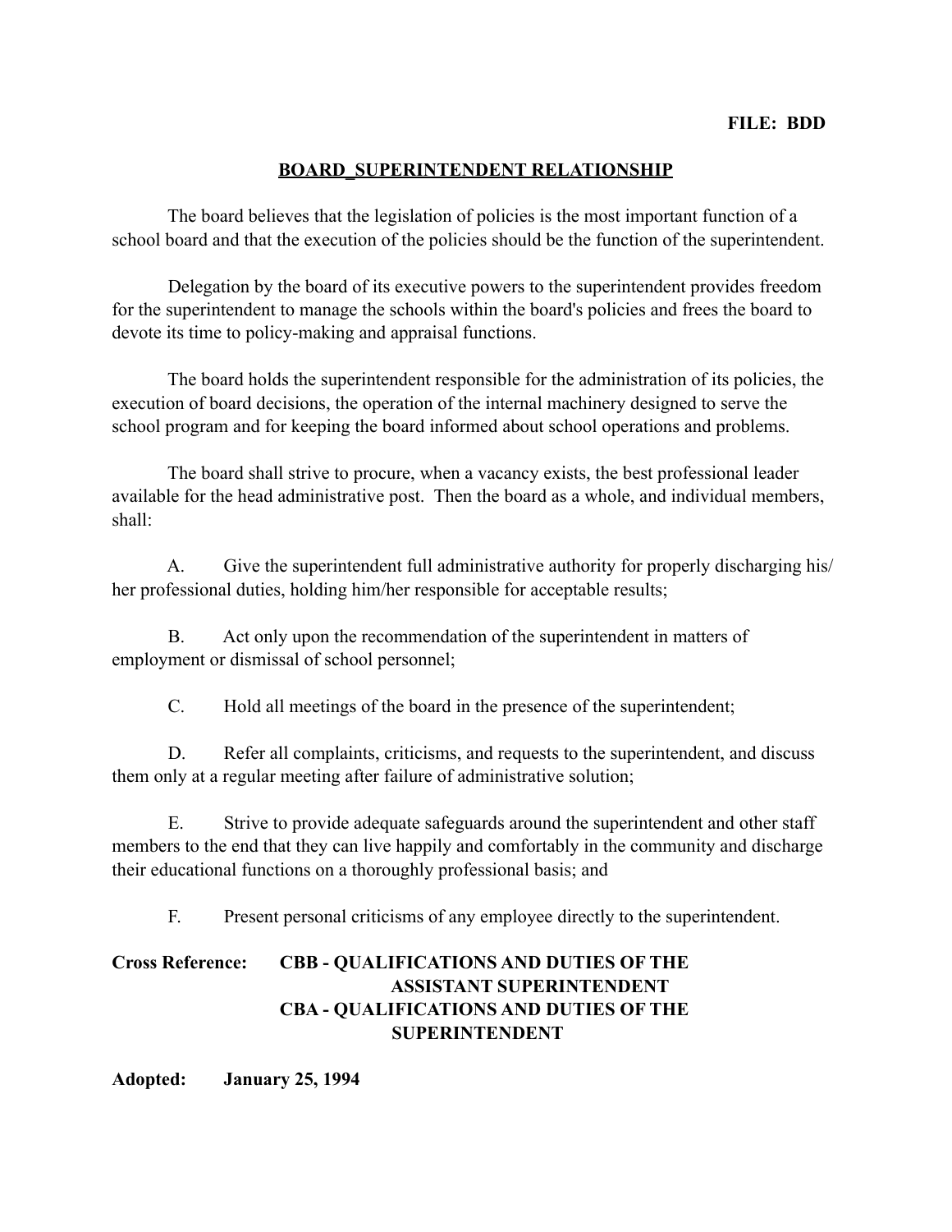**FILE: BDD**

# BOARD_SUPERINTENDENT RELATIONSHIP

The board believes that the legislation of policies is the most important function of a school board and that the execution of the policies should be the function of the superintendent.

Delegation by the board of its executive powers to the superintendent provides freedom for the superintendent to manage the schools within the board's policies and frees the board to devote its time to policy-making and appraisal functions.

The board holds the superintendent responsible for the administration of its policies, the execution of board decisions, the operation of the internal machinery designed to serve the school program and for keeping the board informed about school operations and problems.

The board shall strive to procure, when a vacancy exists, the best professional leader available for the head administrative post. Then the board as a whole, and individual members, shall:

A. Give the superintendent full administrative authority for properly discharging his/her professional duties, holding him/her responsible for acceptable results;

B. Act only upon the recommendation of the superintendent in matters of employment or dismissal of school personnel;

C. Hold all meetings of the board in the presence of the superintendent;

D. Refer all complaints, criticisms, and requests to the superintendent, and discuss them only at a regular meeting after failure of administrative solution;

E. Strive to provide adequate safeguards around the superintendent and other staff members to the end that they can live happily and comfortably in the community and discharge their educational functions on a thoroughly professional basis; and

F. Present personal criticisms of any employee directly to the superintendent.

**Cross Reference: CBB - QUALIFICATIONS AND DUTIES OF THE ASSISTANT SUPERINTENDENT**
**CBA - QUALIFICATIONS AND DUTIES OF THE SUPERINTENDENT**

**Adopted: January 25, 1994**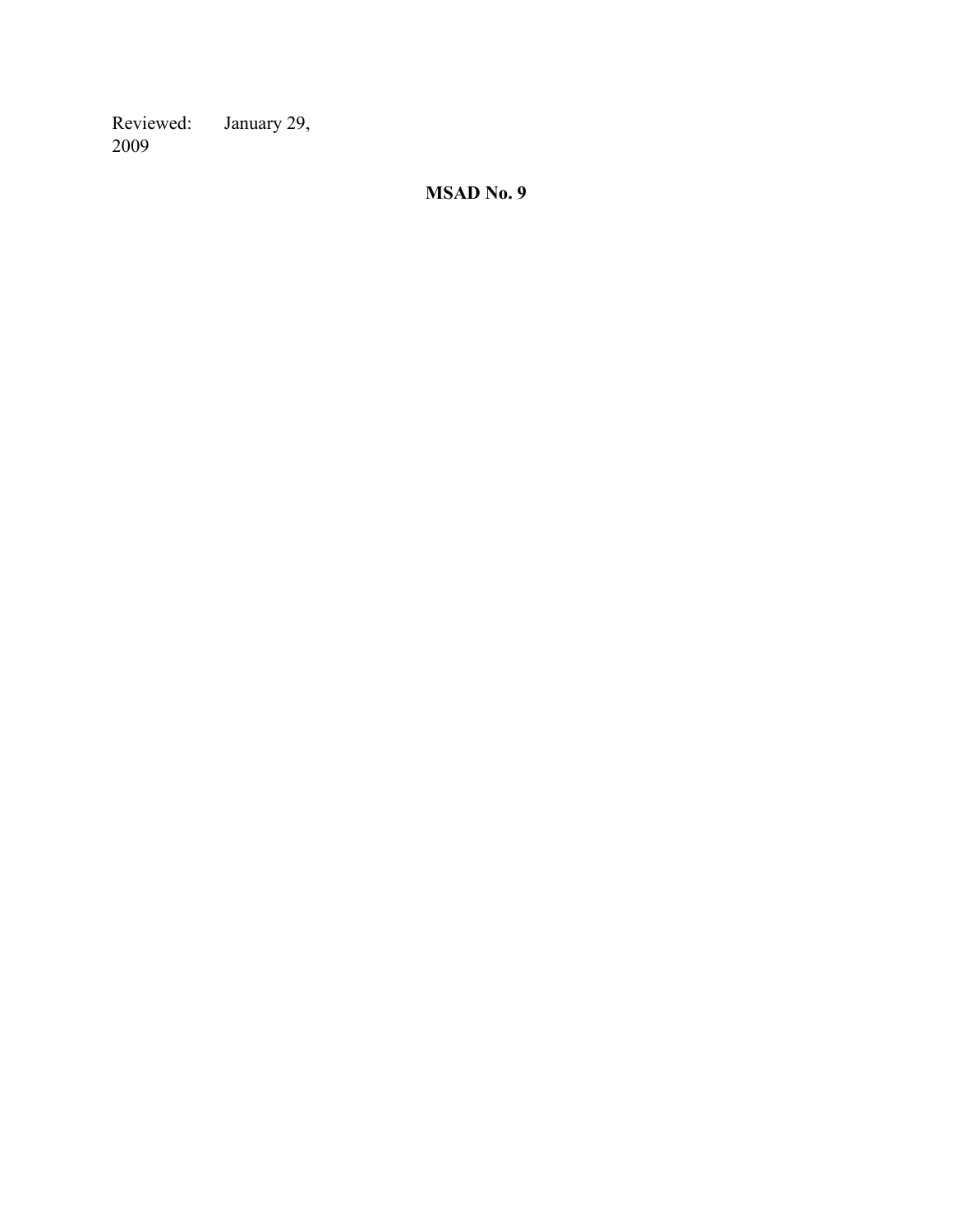Reviewed: January 29, 2009

**MSAD No. 9**